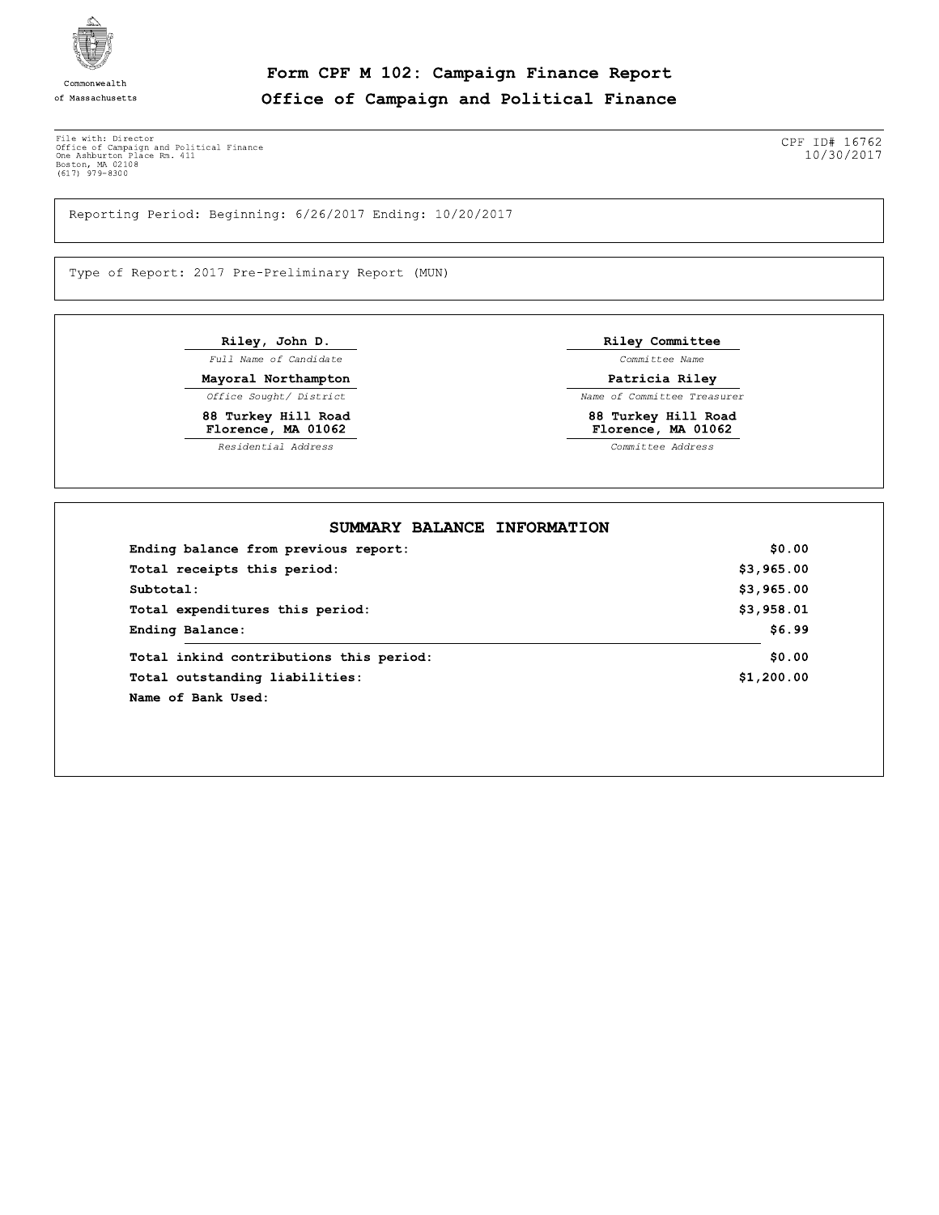Commonwealth of Massachusetts

# Form CPF M 102: Campaign Finance Report
## Office of Campaign and Political Finance

File with: Director
Office of Campaign and Political Finance
One Ashburton Place Rm. 411
Boston, MA 02108
(617) 979-8300

CPF ID# 16762
10/30/2017

Reporting Period: Beginning: 6/26/2017 Ending: 10/20/2017

Type of Report: 2017 Pre-Preliminary Report (MUN)

| | |
|---|---|
| **Riley, John D.** | **Riley Committee** |
| *Full Name of Candidate* | *Committee Name* |
| **Mayoral Northampton** | **Patricia Riley** |
| *Office Sought/ District* | *Name of Committee Treasurer* |
| **88 Turkey Hill Road Florence, MA 01062** | **88 Turkey Hill Road Florence, MA 01062** |
| *Residential Address* | *Committee Address* |

### SUMMARY BALANCE INFORMATION

| | |
|---|---:|
| **Ending balance from previous report:** | **$0.00** |
| **Total receipts this period:** | **$3,965.00** |
| **Subtotal:** | **$3,965.00** |
| **Total expenditures this period:** | **$3,958.01** |
| **Ending Balance:** | **$6.99** |
| **Total inkind contributions this period:** | **$0.00** |
| **Total outstanding liabilities:** | **$1,200.00** |
| **Name of Bank Used:** | |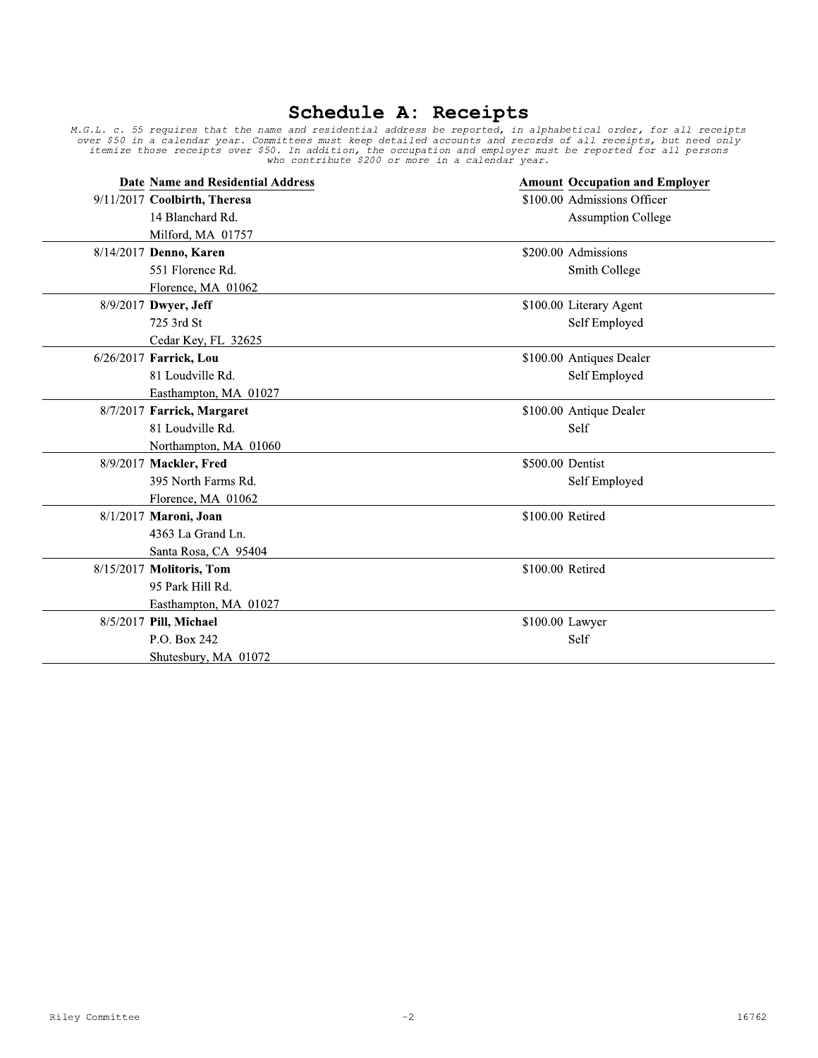# Schedule A: Receipts

*M.G.L. c. 55 requires that the name and residential address be reported, in alphabetical order, for all receipts over $50 in a calendar year. Committees must keep detailed accounts and records of all receipts, but need only itemize those receipts over $50. In addition, the occupation and employer must be reported for all persons who contribute $200 or more in a calendar year.*

| Date | Name and Residential Address | Amount | Occupation and Employer |
|---|---|---|---|
| 9/11/2017 | **Coolbirth, Theresa**<br>14 Blanchard Rd.<br>Milford, MA 01757 | $100.00 | Admissions Officer<br>Assumption College |
| 8/14/2017 | **Denno, Karen**<br>551 Florence Rd.<br>Florence, MA 01062 | $200.00 | Admissions<br>Smith College |
| 8/9/2017 | **Dwyer, Jeff**<br>725 3rd St<br>Cedar Key, FL 32625 | $100.00 | Literary Agent<br>Self Employed |
| 6/26/2017 | **Farrick, Lou**<br>81 Loudville Rd.<br>Easthampton, MA 01027 | $100.00 | Antiques Dealer<br>Self Employed |
| 8/7/2017 | **Farrick, Margaret**<br>81 Loudville Rd.<br>Northampton, MA 01060 | $100.00 | Antique Dealer<br>Self |
| 8/9/2017 | **Mackler, Fred**<br>395 North Farms Rd.<br>Florence, MA 01062 | $500.00 | Dentist<br>Self Employed |
| 8/1/2017 | **Maroni, Joan**<br>4363 La Grand Ln.<br>Santa Rosa, CA 95404 | $100.00 | Retired |
| 8/15/2017 | **Molitoris, Tom**<br>95 Park Hill Rd.<br>Easthampton, MA 01027 | $100.00 | Retired |
| 8/5/2017 | **Pill, Michael**<br>P.O. Box 242<br>Shutesbury, MA 01072 | $100.00 | Lawyer<br>Self |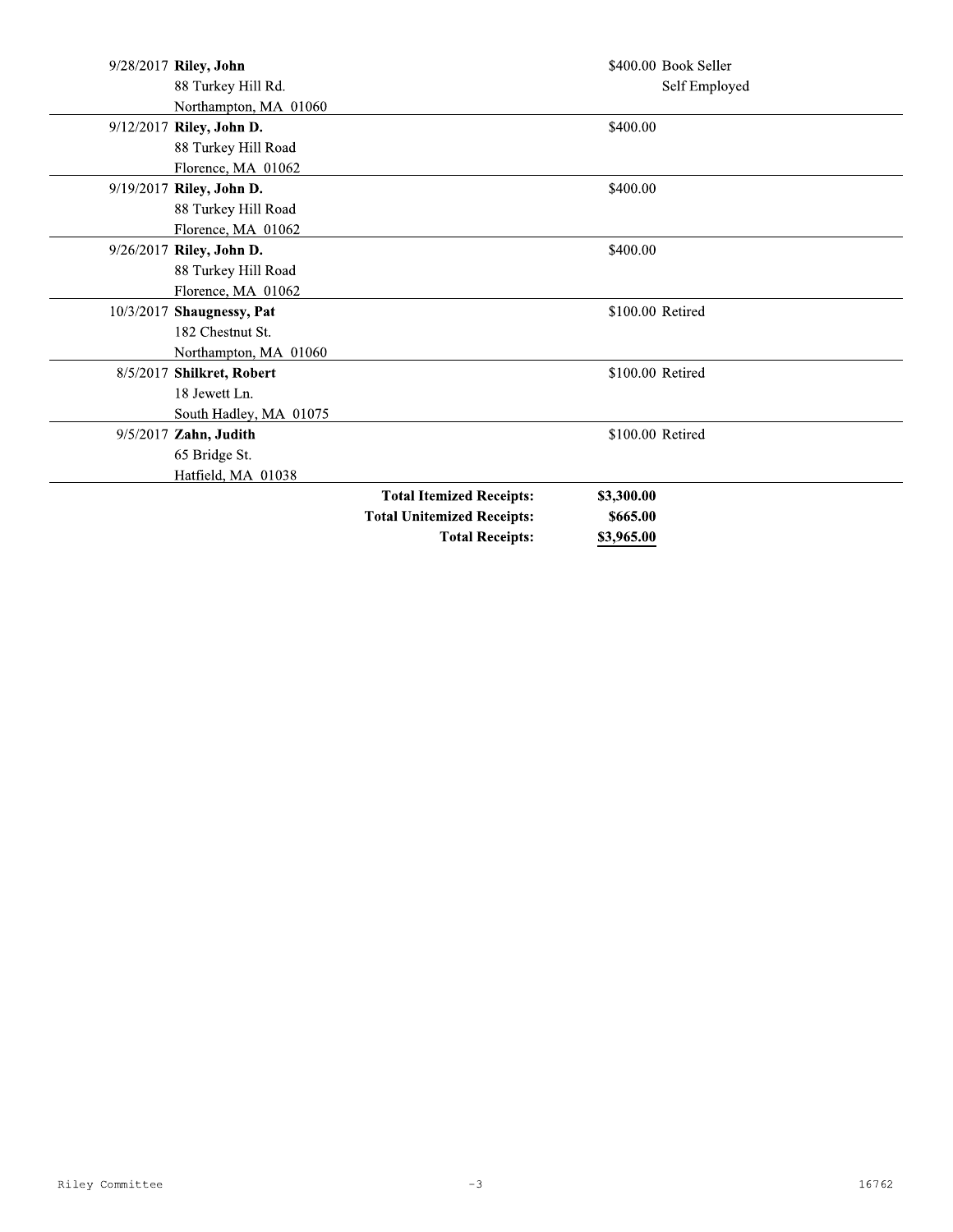| Date | Name / Address | Amount | Occupation / Employer |
|---|---|---|---|
| 9/28/2017 | **Riley, John**<br>88 Turkey Hill Rd.<br>Northampton, MA 01060 | $400.00 | Book Seller<br>Self Employed |
| 9/12/2017 | **Riley, John D.**<br>88 Turkey Hill Road<br>Florence, MA 01062 | $400.00 | |
| 9/19/2017 | **Riley, John D.**<br>88 Turkey Hill Road<br>Florence, MA 01062 | $400.00 | |
| 9/26/2017 | **Riley, John D.**<br>88 Turkey Hill Road<br>Florence, MA 01062 | $400.00 | |
| 10/3/2017 | **Shaugnessy, Pat**<br>182 Chestnut St.<br>Northampton, MA 01060 | $100.00 | Retired |
| 8/5/2017 | **Shilkret, Robert**<br>18 Jewett Ln.<br>South Hadley, MA 01075 | $100.00 | Retired |
| 9/5/2017 | **Zahn, Judith**<br>65 Bridge St.<br>Hatfield, MA 01038 | $100.00 | Retired |

| | |
|---|---|
| **Total Itemized Receipts:** | **$3,300.00** |
| **Total Unitemized Receipts:** | **$665.00** |
| **Total Receipts:** | **$3,965.00** |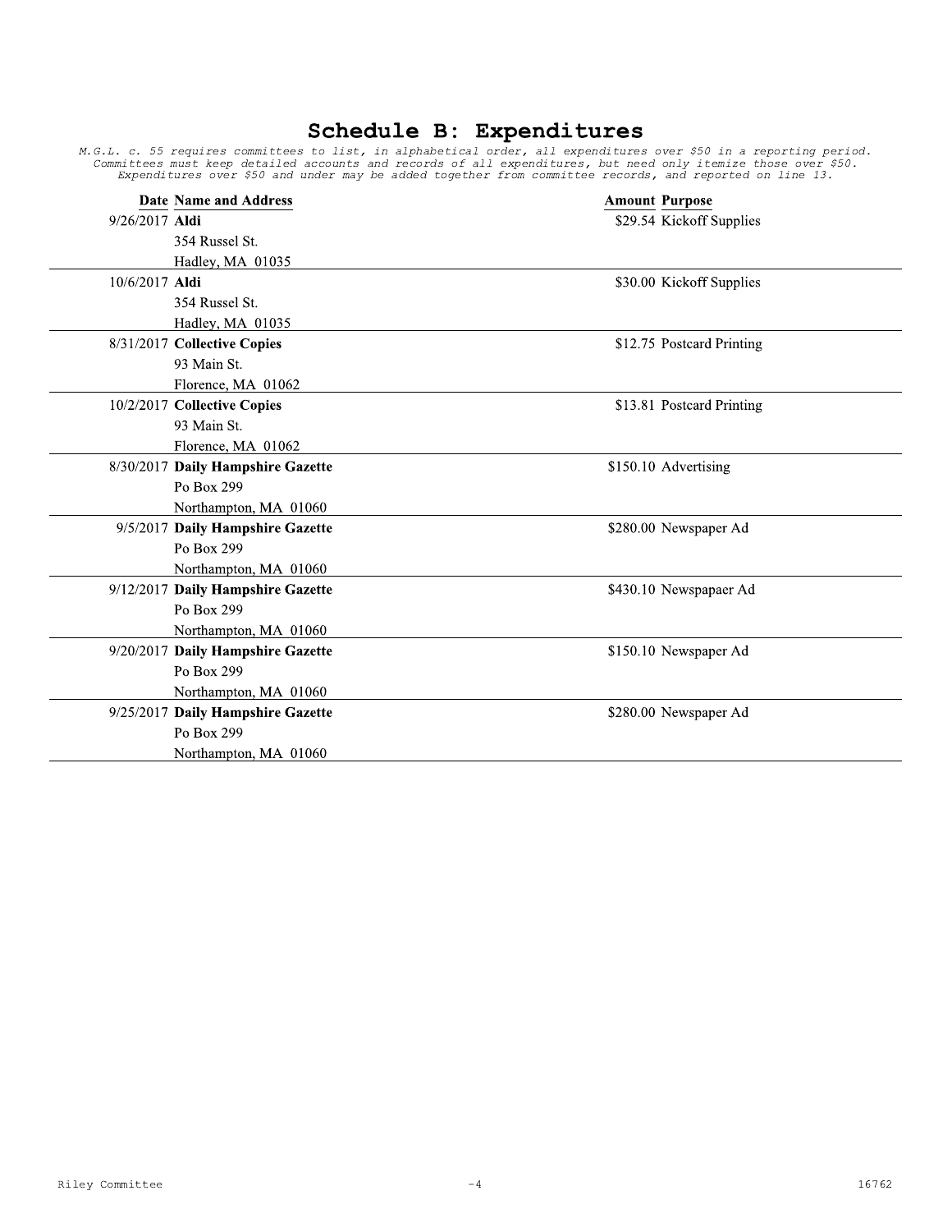# Schedule B: Expenditures

*M.G.L. c. 55 requires committees to list, in alphabetical order, all expenditures over $50 in a reporting period. Committees must keep detailed accounts and records of all expenditures, but need only itemize those over $50. Expenditures over $50 and under may be added together from committee records, and reported on line 13.*

| Date | Name and Address | Amount | Purpose |
|---|---|---|---|
| 9/26/2017 | **Aldi**<br>354 Russel St.<br>Hadley, MA 01035 | $29.54 | Kickoff Supplies |
| 10/6/2017 | **Aldi**<br>354 Russel St.<br>Hadley, MA 01035 | $30.00 | Kickoff Supplies |
| 8/31/2017 | **Collective Copies**<br>93 Main St.<br>Florence, MA 01062 | $12.75 | Postcard Printing |
| 10/2/2017 | **Collective Copies**<br>93 Main St.<br>Florence, MA 01062 | $13.81 | Postcard Printing |
| 8/30/2017 | **Daily Hampshire Gazette**<br>Po Box 299<br>Northampton, MA 01060 | $150.10 | Advertising |
| 9/5/2017 | **Daily Hampshire Gazette**<br>Po Box 299<br>Northampton, MA 01060 | $280.00 | Newspaper Ad |
| 9/12/2017 | **Daily Hampshire Gazette**<br>Po Box 299<br>Northampton, MA 01060 | $430.10 | Newspapaer Ad |
| 9/20/2017 | **Daily Hampshire Gazette**<br>Po Box 299<br>Northampton, MA 01060 | $150.10 | Newspaper Ad |
| 9/25/2017 | **Daily Hampshire Gazette**<br>Po Box 299<br>Northampton, MA 01060 | $280.00 | Newspaper Ad |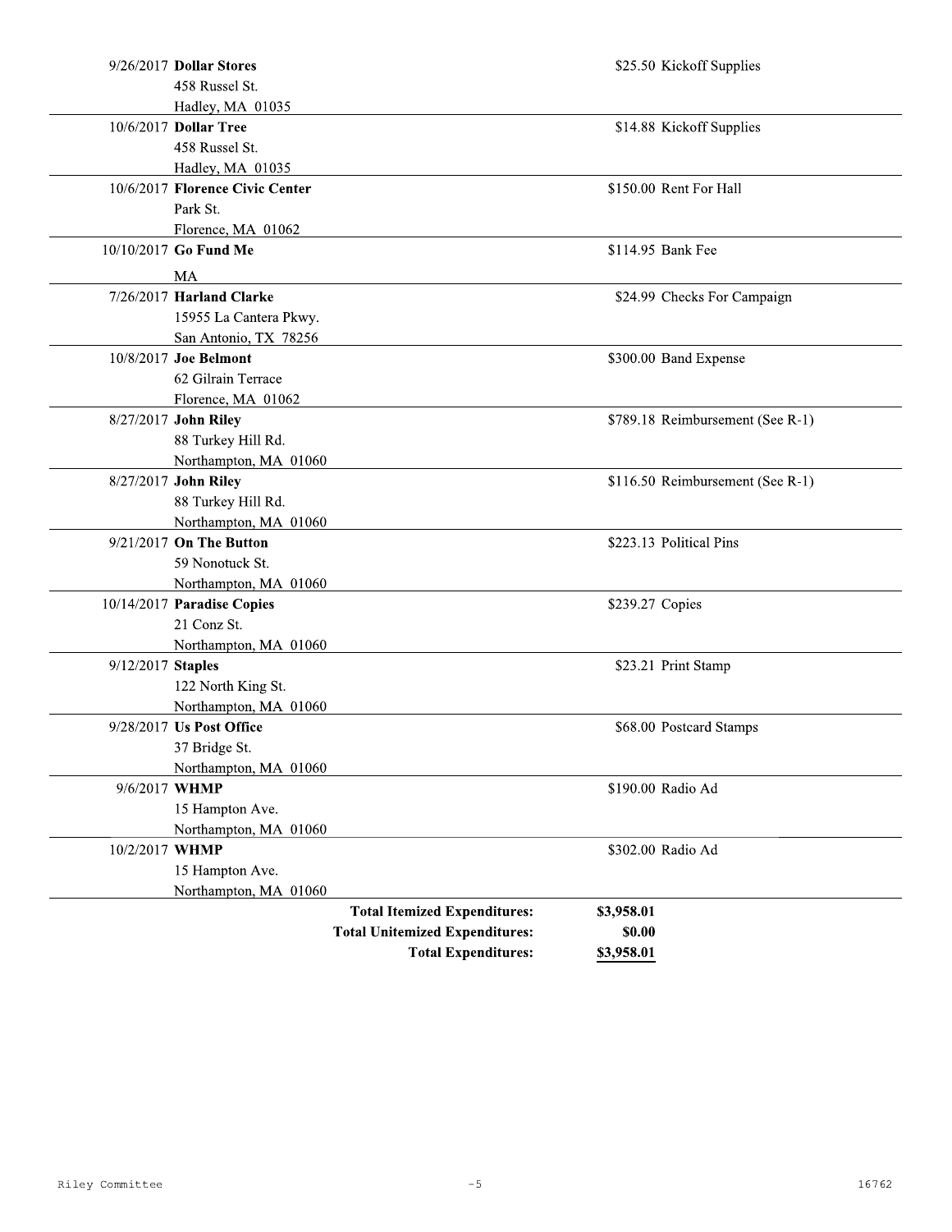| Date | Name / Address | Amount | Purpose |
|---|---|---|---|
| 9/26/2017 | **Dollar Stores**<br>458 Russel St.<br>Hadley, MA 01035 | $25.50 | Kickoff Supplies |
| 10/6/2017 | **Dollar Tree**<br>458 Russel St.<br>Hadley, MA 01035 | $14.88 | Kickoff Supplies |
| 10/6/2017 | **Florence Civic Center**<br>Park St.<br>Florence, MA 01062 | $150.00 | Rent For Hall |
| 10/10/2017 | **Go Fund Me**<br>MA | $114.95 | Bank Fee |
| 7/26/2017 | **Harland Clarke**<br>15955 La Cantera Pkwy.<br>San Antonio, TX 78256 | $24.99 | Checks For Campaign |
| 10/8/2017 | **Joe Belmont**<br>62 Gilrain Terrace<br>Florence, MA 01062 | $300.00 | Band Expense |
| 8/27/2017 | **John Riley**<br>88 Turkey Hill Rd.<br>Northampton, MA 01060 | $789.18 | Reimbursement (See R-1) |
| 8/27/2017 | **John Riley**<br>88 Turkey Hill Rd.<br>Northampton, MA 01060 | $116.50 | Reimbursement (See R-1) |
| 9/21/2017 | **On The Button**<br>59 Nonotuck St.<br>Northampton, MA 01060 | $223.13 | Political Pins |
| 10/14/2017 | **Paradise Copies**<br>21 Conz St.<br>Northampton, MA 01060 | $239.27 | Copies |
| 9/12/2017 | **Staples**<br>122 North King St.<br>Northampton, MA 01060 | $23.21 | Print Stamp |
| 9/28/2017 | **Us Post Office**<br>37 Bridge St.<br>Northampton, MA 01060 | $68.00 | Postcard Stamps |
| 9/6/2017 | **WHMP**<br>15 Hampton Ave.<br>Northampton, MA 01060 | $190.00 | Radio Ad |
| 10/2/2017 | **WHMP**<br>15 Hampton Ave.<br>Northampton, MA 01060 | $302.00 | Radio Ad |

| | |
|---|---|
| **Total Itemized Expenditures:** | **$3,958.01** |
| **Total Unitemized Expenditures:** | **$0.00** |
| **Total Expenditures:** | **$3,958.01** |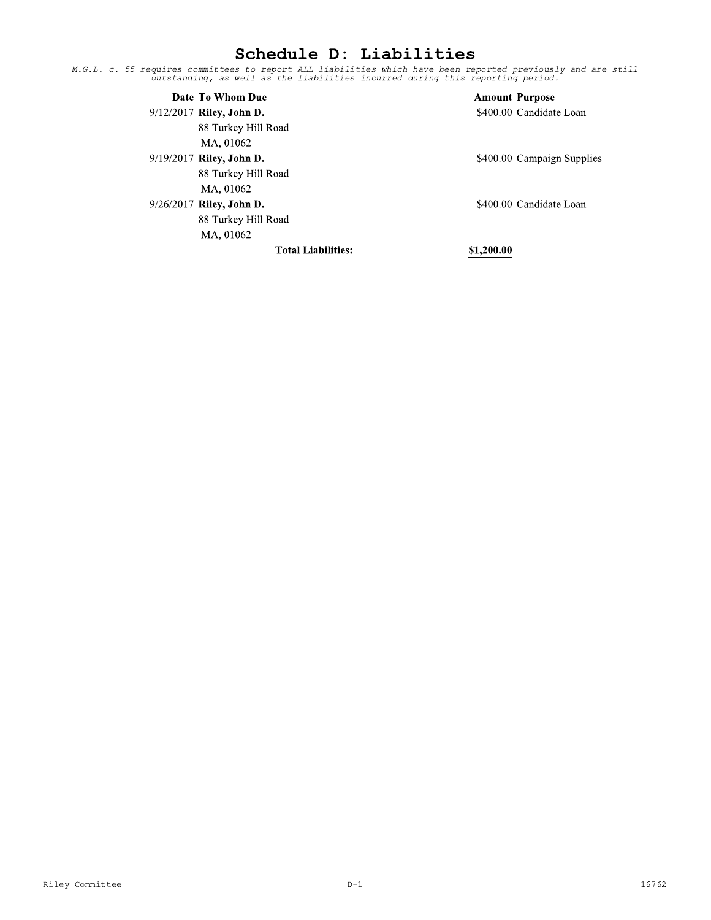# Schedule D: Liabilities

*M.G.L. c. 55 requires committees to report ALL liabilities which have been reported previously and are still outstanding, as well as the liabilities incurred during this reporting period.*

| Date | To Whom Due | Amount | Purpose |
|---|---|---|---|
| 9/12/2017 | **Riley, John D.**<br>88 Turkey Hill Road<br>MA, 01062 | $400.00 | Candidate Loan |
| 9/19/2017 | **Riley, John D.**<br>88 Turkey Hill Road<br>MA, 01062 | $400.00 | Campaign Supplies |
| 9/26/2017 | **Riley, John D.**<br>88 Turkey Hill Road<br>MA, 01062 | $400.00 | Candidate Loan |
| | **Total Liabilities:** | **$1,200.00** | |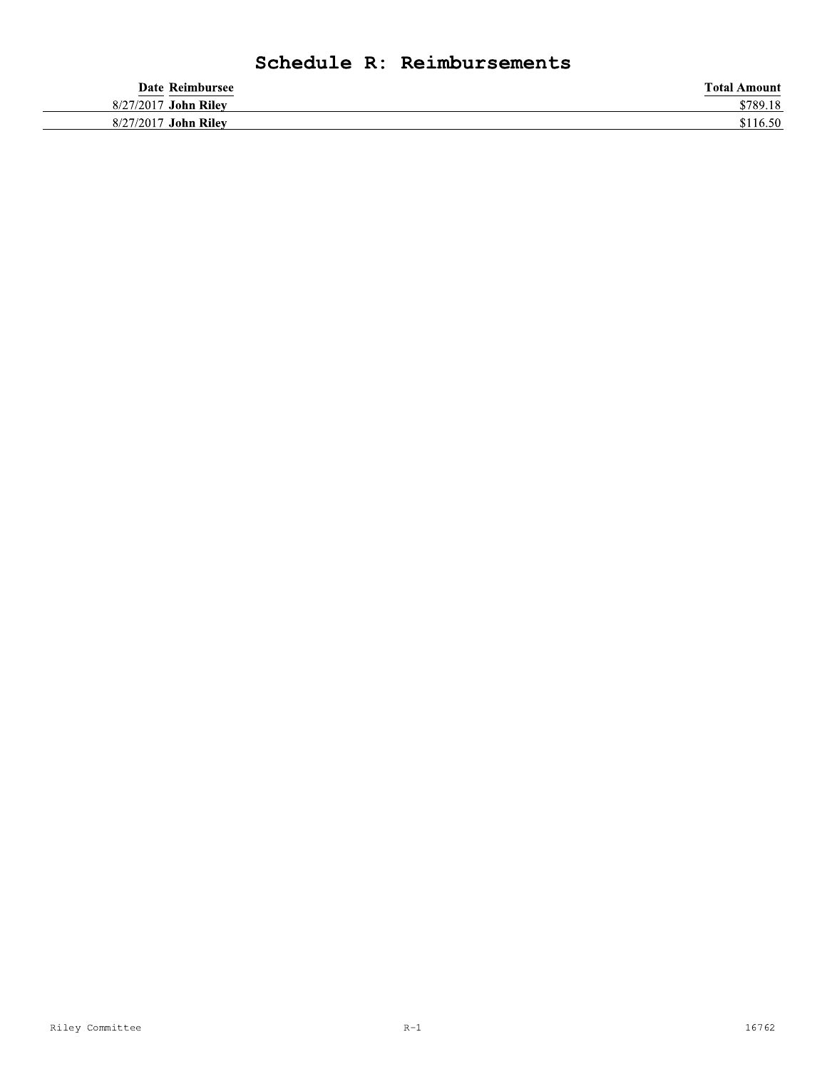# Schedule R: Reimbursements

| Date | Reimbursee | Total Amount |
|---|---|---|
| 8/27/2017 | **John Riley** | $789.18 |
| 8/27/2017 | **John Riley** | $116.50 |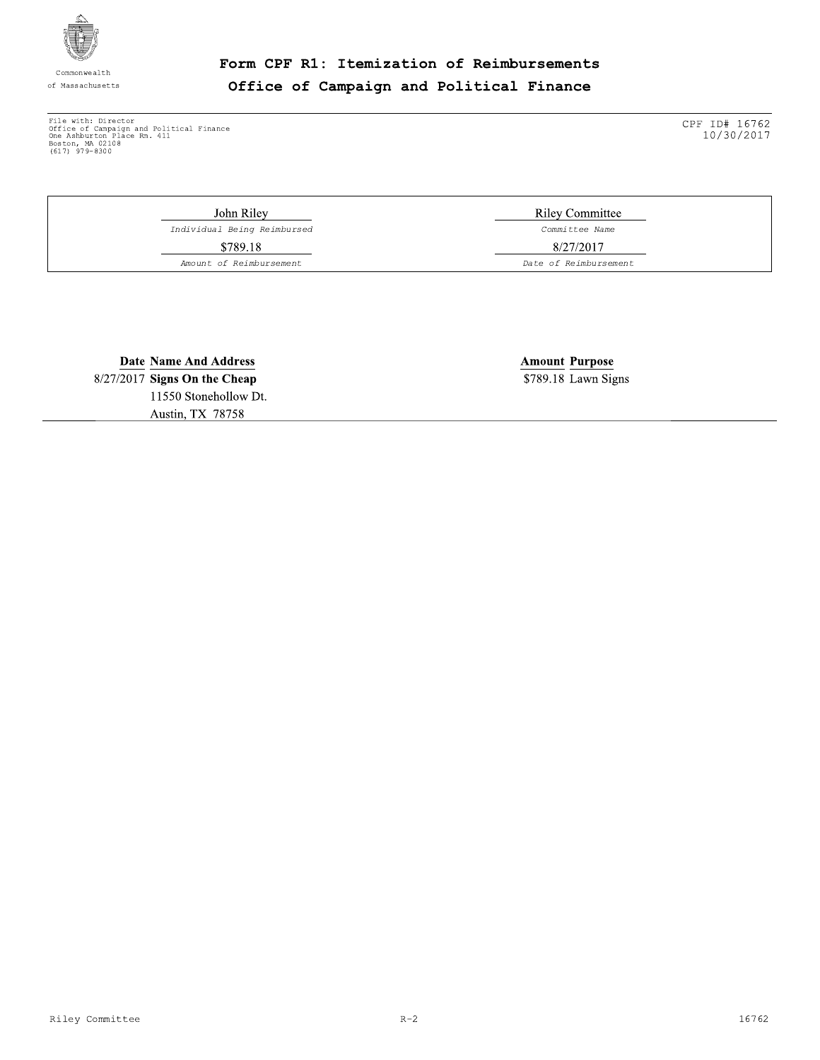Commonwealth of Massachusetts

# Form CPF R1: Itemization of Reimbursements
## Office of Campaign and Political Finance

File with: Director
Office of Campaign and Political Finance
One Ashburton Place Rm. 411
Boston, MA 02108
(617) 979-8300

CPF ID# 16762
10/30/2017

| | |
|---|---|
| John Riley | Riley Committee |
| *Individual Being Reimbursed* | *Committee Name* |
| $789.18 | 8/27/2017 |
| *Amount of Reimbursement* | *Date of Reimbursement* |

| Date | Name And Address | Amount | Purpose |
|---|---|---|---|
| 8/27/2017 | **Signs On the Cheap**<br>11550 Stonehollow Dt.<br>Austin, TX 78758 | $789.18 | Lawn Signs |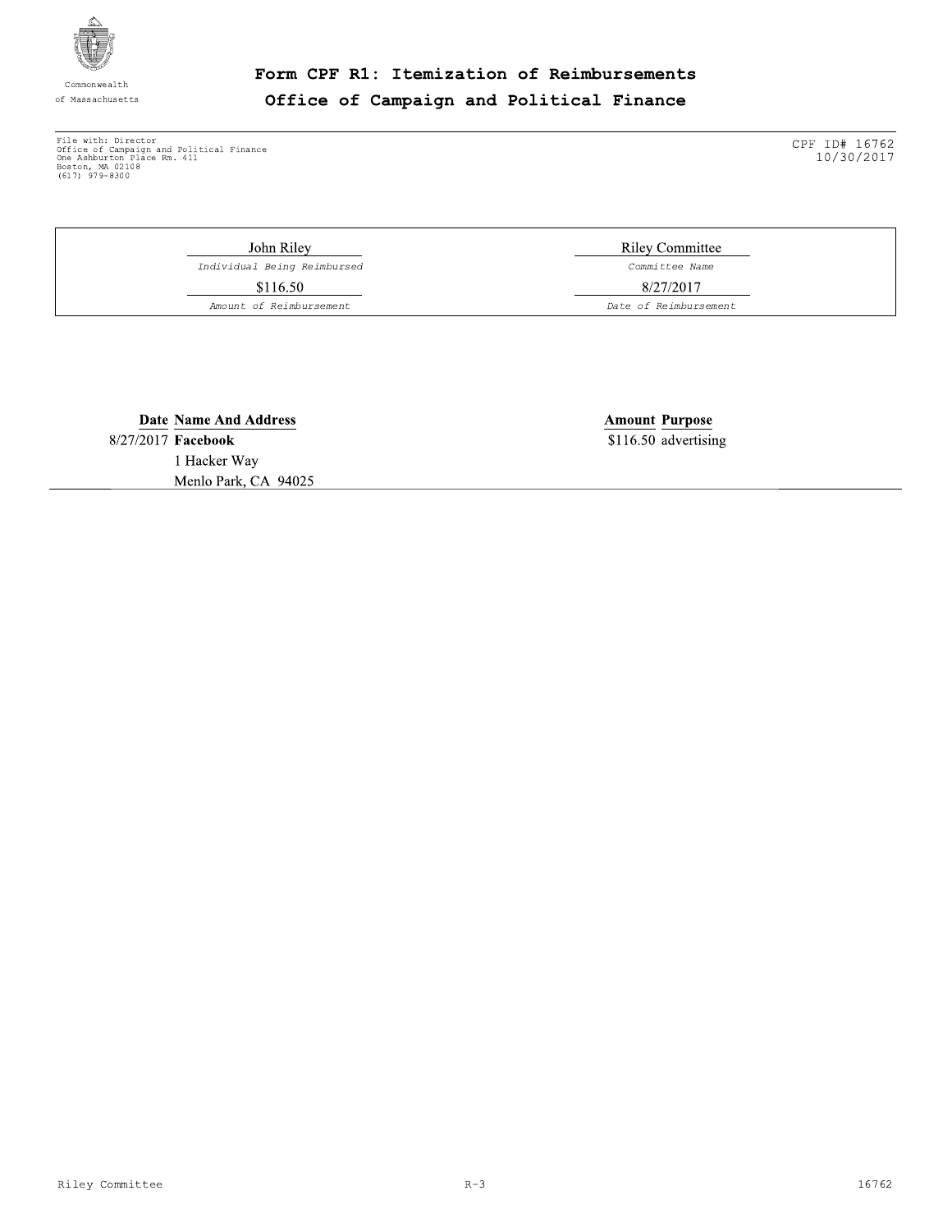Commonwealth of Massachusetts

# Form CPF R1: Itemization of Reimbursements

## Office of Campaign and Political Finance

File with: Director
Office of Campaign and Political Finance
One Ashburton Place Rm. 411
Boston, MA 02108
(617) 979-8300

CPF ID# 16762
10/30/2017

| | |
|---|---|
| John Riley | Riley Committee |
| *Individual Being Reimbursed* | *Committee Name* |
| $116.50 | 8/27/2017 |
| *Amount of Reimbursement* | *Date of Reimbursement* |

| Date | Name And Address | Amount | Purpose |
|---|---|---|---|
| 8/27/2017 | **Facebook**<br>1 Hacker Way<br>Menlo Park, CA 94025 | $116.50 | advertising |